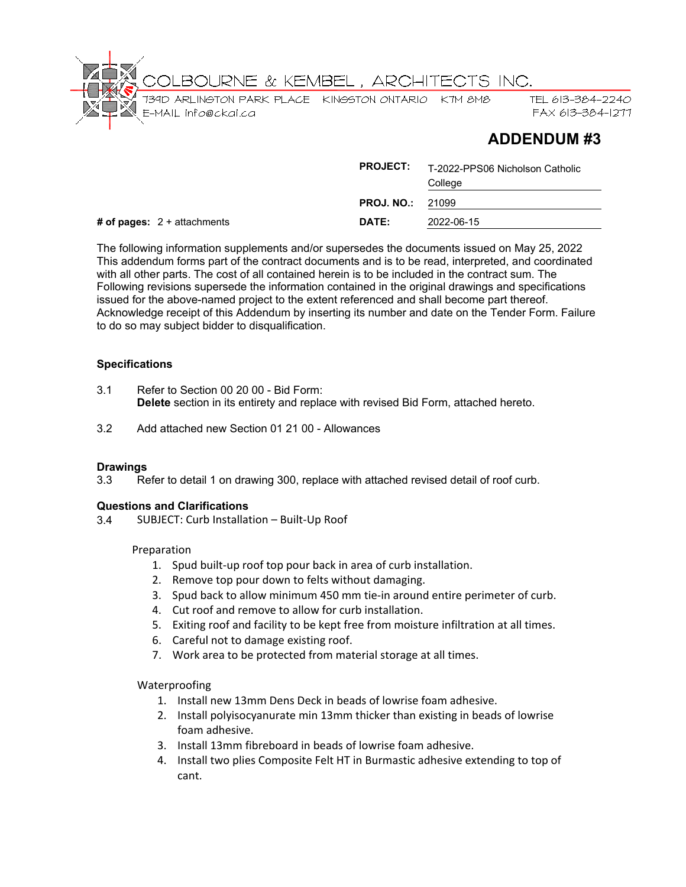COLBOURNE & KEMBEL , ARCHITECTS INC.
739D ARLINGTON PARK PLACE KINGSTON ONTARIO K7M 8M8 TEL 613-384-2240
E-MAIL info@ckai.ca FAX 613-384-1277

# ADDENDUM #3

| | |
|---|---|
| **PROJECT:** | T-2022-PPS06 Nicholson Catholic College |
| **PROJ. NO.:** | 21099 |
| **DATE:** | 2022-06-15 |

**# of pages:** 2 + attachments

The following information supplements and/or supersedes the documents issued on May 25, 2022 This addendum forms part of the contract documents and is to be read, interpreted, and coordinated with all other parts. The cost of all contained herein is to be included in the contract sum. The Following revisions supersede the information contained in the original drawings and specifications issued for the above-named project to the extent referenced and shall become part thereof. Acknowledge receipt of this Addendum by inserting its number and date on the Tender Form. Failure to do so may subject bidder to disqualification.

### Specifications

3.1 Refer to Section 00 20 00 - Bid Form:
**Delete** section in its entirety and replace with revised Bid Form, attached hereto.

3.2 Add attached new Section 01 21 00 - Allowances

### Drawings

3.3 Refer to detail 1 on drawing 300, replace with attached revised detail of roof curb.

### Questions and Clarifications

3.4 SUBJECT: Curb Installation – Built-Up Roof

Preparation

1. Spud built-up roof top pour back in area of curb installation.
2. Remove top pour down to felts without damaging.
3. Spud back to allow minimum 450 mm tie-in around entire perimeter of curb.
4. Cut roof and remove to allow for curb installation.
5. Exiting roof and facility to be kept free from moisture infiltration at all times.
6. Careful not to damage existing roof.
7. Work area to be protected from material storage at all times.

Waterproofing

1. Install new 13mm Dens Deck in beads of lowrise foam adhesive.
2. Install polyisocyanurate min 13mm thicker than existing in beads of lowrise foam adhesive.
3. Install 13mm fibreboard in beads of lowrise foam adhesive.
4. Install two plies Composite Felt HT in Burmastic adhesive extending to top of cant.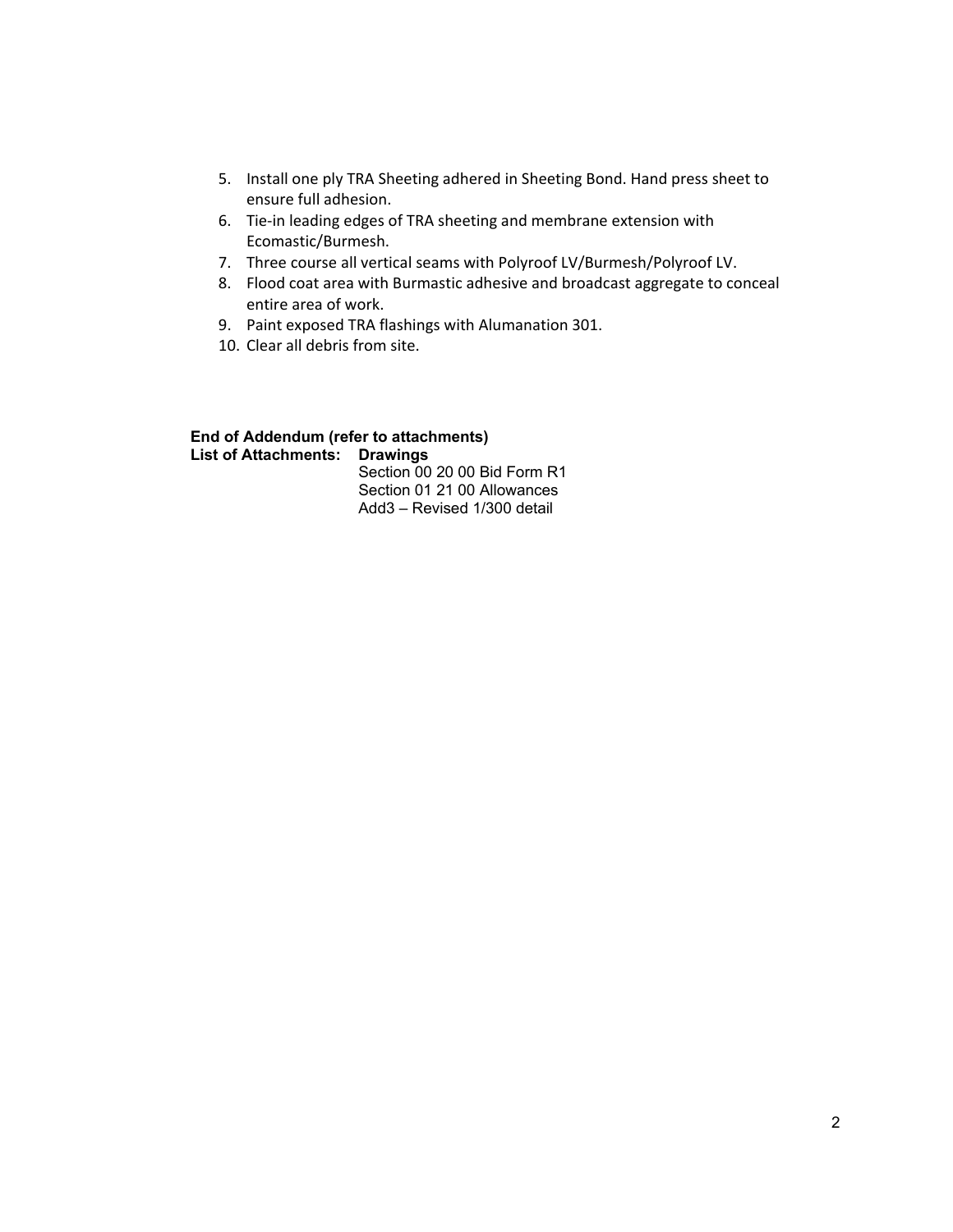5. Install one ply TRA Sheeting adhered in Sheeting Bond. Hand press sheet to ensure full adhesion.
6. Tie-in leading edges of TRA sheeting and membrane extension with Ecomastic/Burmesh.
7. Three course all vertical seams with Polyroof LV/Burmesh/Polyroof LV.
8. Flood coat area with Burmastic adhesive and broadcast aggregate to conceal entire area of work.
9. Paint exposed TRA flashings with Alumanation 301.
10. Clear all debris from site.

**End of Addendum (refer to attachments)**

**List of Attachments:** **Drawings**
Section 00 20 00 Bid Form R1
Section 01 21 00 Allowances
Add3 – Revised 1/300 detail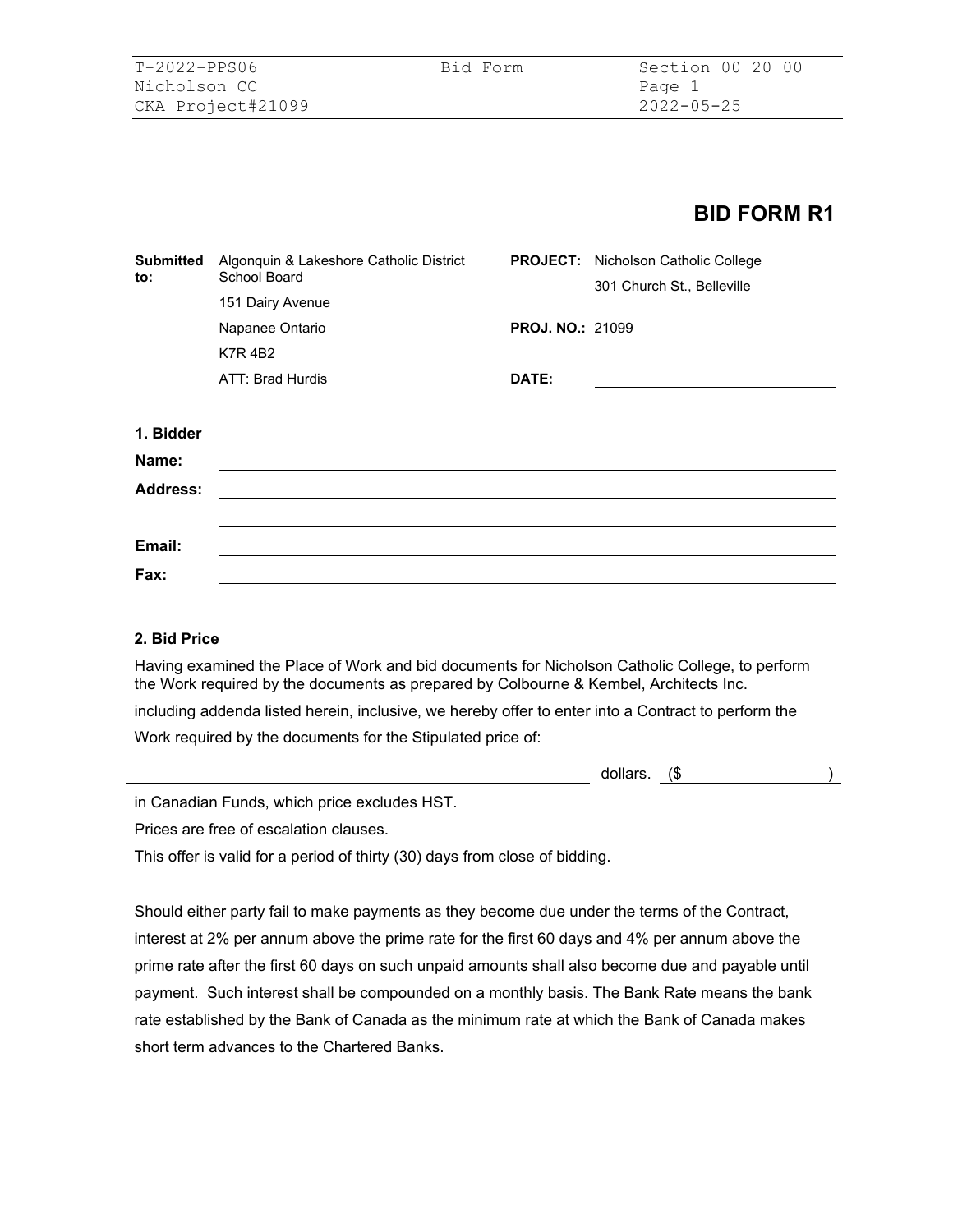# BID FORM R1

| | | | |
|---|---|---|---|
| **Submitted to:** | Algonquin & Lakeshore Catholic District School Board<br>151 Dairy Avenue<br>Napanee Ontario<br>K7R 4B2<br>ATT: Brad Hurdis | **PROJECT:** | Nicholson Catholic College<br>301 Church St., Belleville |
| | | **PROJ. NO.:** | 21099 |
| | | **DATE:** | \_\_\_\_\_\_\_\_\_\_\_\_\_\_\_\_\_\_\_\_ |

**1. Bidder**

**Name:** \_\_\_\_\_\_\_\_\_\_\_\_\_\_\_\_\_\_\_\_\_\_\_\_\_\_\_\_\_\_\_\_\_\_\_\_\_\_\_\_

**Address:** \_\_\_\_\_\_\_\_\_\_\_\_\_\_\_\_\_\_\_\_\_\_\_\_\_\_\_\_\_\_\_\_\_\_\_\_\_\_\_\_

\_\_\_\_\_\_\_\_\_\_\_\_\_\_\_\_\_\_\_\_\_\_\_\_\_\_\_\_\_\_\_\_\_\_\_\_\_\_\_\_

**Email:** \_\_\_\_\_\_\_\_\_\_\_\_\_\_\_\_\_\_\_\_\_\_\_\_\_\_\_\_\_\_\_\_\_\_\_\_\_\_\_\_

**Fax:** \_\_\_\_\_\_\_\_\_\_\_\_\_\_\_\_\_\_\_\_\_\_\_\_\_\_\_\_\_\_\_\_\_\_\_\_\_\_\_\_

**2. Bid Price**

Having examined the Place of Work and bid documents for Nicholson Catholic College, to perform the Work required by the documents as prepared by Colbourne & Kembel, Architects Inc. including addenda listed herein, inclusive, we hereby offer to enter into a Contract to perform the Work required by the documents for the Stipulated price of:

\_\_\_\_\_\_\_\_\_\_\_\_\_\_\_\_\_\_\_\_\_\_\_\_\_\_\_\_\_\_\_\_\_\_\_\_\_\_\_\_ dollars. ($\_\_\_\_\_\_\_\_\_\_\_\_\_\_\_\_)

in Canadian Funds, which price excludes HST.

Prices are free of escalation clauses.

This offer is valid for a period of thirty (30) days from close of bidding.

Should either party fail to make payments as they become due under the terms of the Contract, interest at 2% per annum above the prime rate for the first 60 days and 4% per annum above the prime rate after the first 60 days on such unpaid amounts shall also become due and payable until payment. Such interest shall be compounded on a monthly basis. The Bank Rate means the bank rate established by the Bank of Canada as the minimum rate at which the Bank of Canada makes short term advances to the Chartered Banks.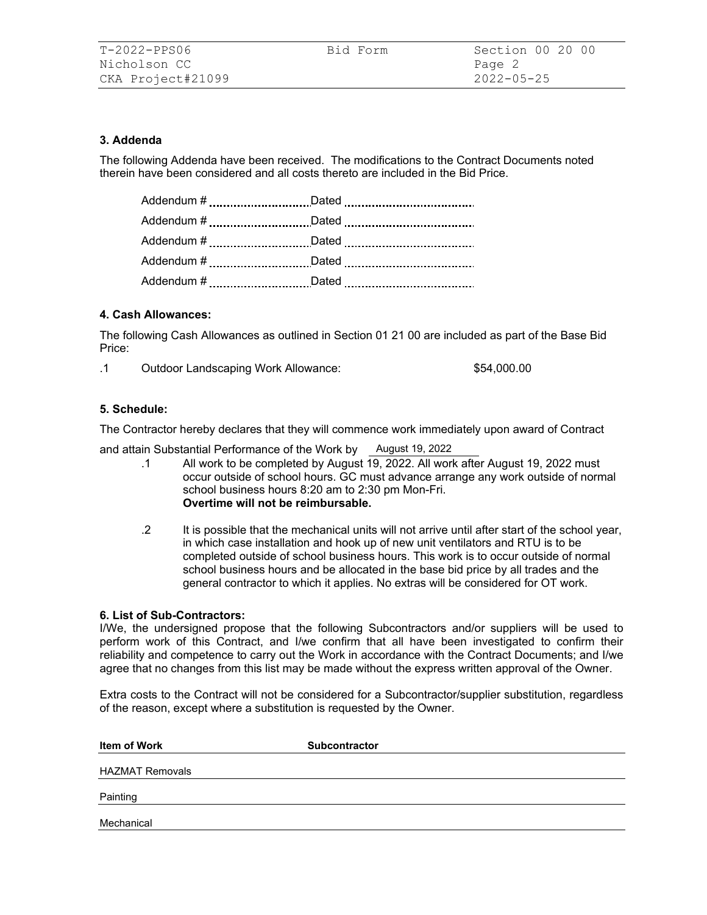### 3. Addenda

The following Addenda have been received. The modifications to the Contract Documents noted therein have been considered and all costs thereto are included in the Bid Price.

Addendum # .............................. Dated ......................................

Addendum # .............................. Dated ......................................

Addendum # .............................. Dated ......................................

Addendum # .............................. Dated ......................................

Addendum # .............................. Dated ......................................

### 4. Cash Allowances:

The following Cash Allowances as outlined in Section 01 21 00 are included as part of the Base Bid Price:

.1 Outdoor Landscaping Work Allowance: $54,000.00

### 5. Schedule:

The Contractor hereby declares that they will commence work immediately upon award of Contract and attain Substantial Performance of the Work by August 19, 2022

.1 All work to be completed by August 19, 2022. All work after August 19, 2022 must occur outside of school hours. GC must advance arrange any work outside of normal school business hours 8:20 am to 2:30 pm Mon-Fri.
**Overtime will not be reimbursable.**

.2 It is possible that the mechanical units will not arrive until after start of the school year, in which case installation and hook up of new unit ventilators and RTU is to be completed outside of school business hours. This work is to occur outside of normal school business hours and be allocated in the base bid price by all trades and the general contractor to which it applies. No extras will be considered for OT work.

### 6. List of Sub-Contractors:

I/We, the undersigned propose that the following Subcontractors and/or suppliers will be used to perform work of this Contract, and I/we confirm that all have been investigated to confirm their reliability and competence to carry out the Work in accordance with the Contract Documents; and I/we agree that no changes from this list may be made without the express written approval of the Owner.

Extra costs to the Contract will not be considered for a Subcontractor/supplier substitution, regardless of the reason, except where a substitution is requested by the Owner.

| Item of Work | Subcontractor |
|---|---|
| HAZMAT Removals | |
| Painting | |
| Mechanical | |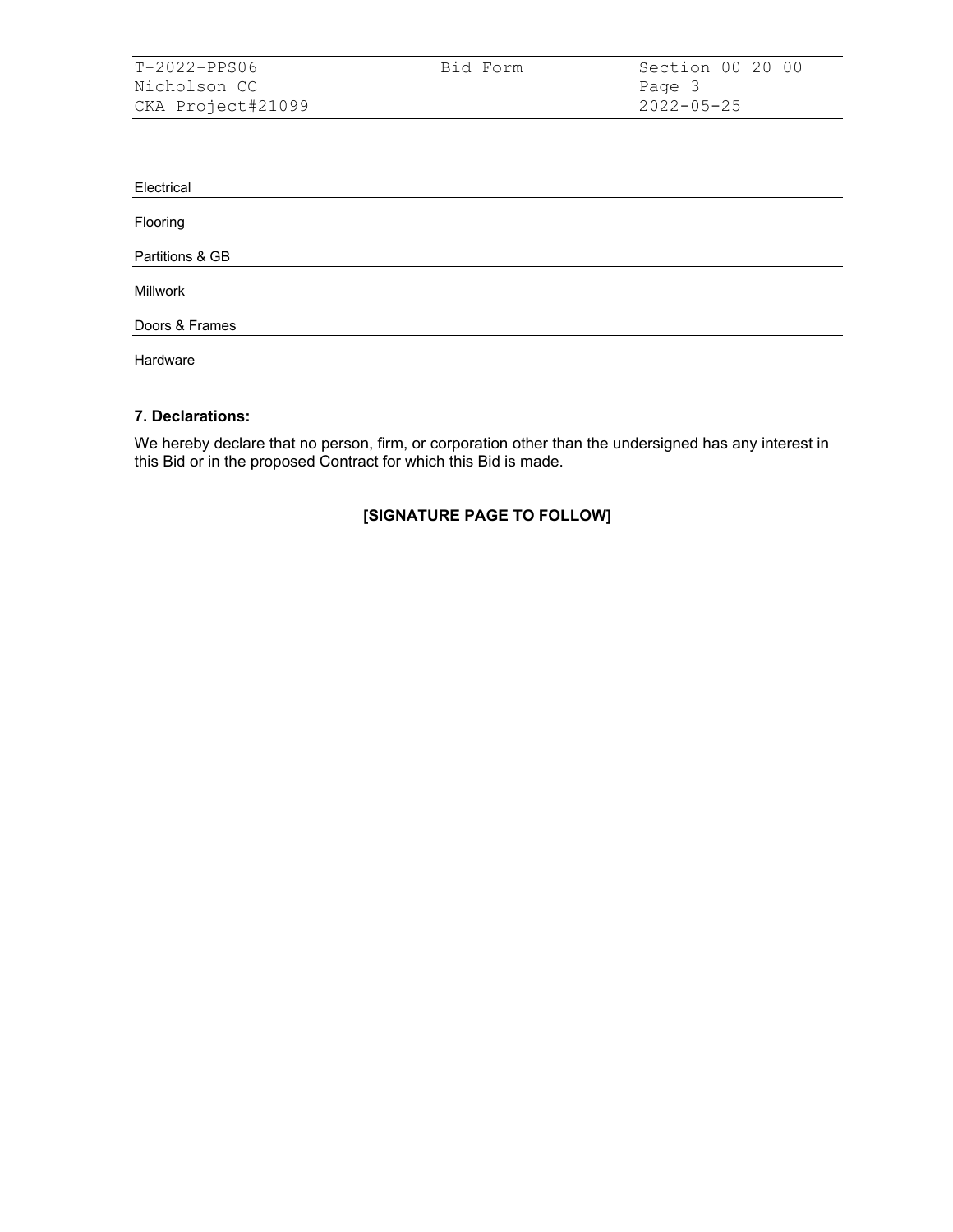Electrical ______________________________________________

Flooring ______________________________________________

Partitions & GB ______________________________________________

Millwork ______________________________________________

Doors & Frames ______________________________________________

Hardware ______________________________________________

**7. Declarations:**

We hereby declare that no person, firm, or corporation other than the undersigned has any interest in this Bid or in the proposed Contract for which this Bid is made.

**[SIGNATURE PAGE TO FOLLOW]**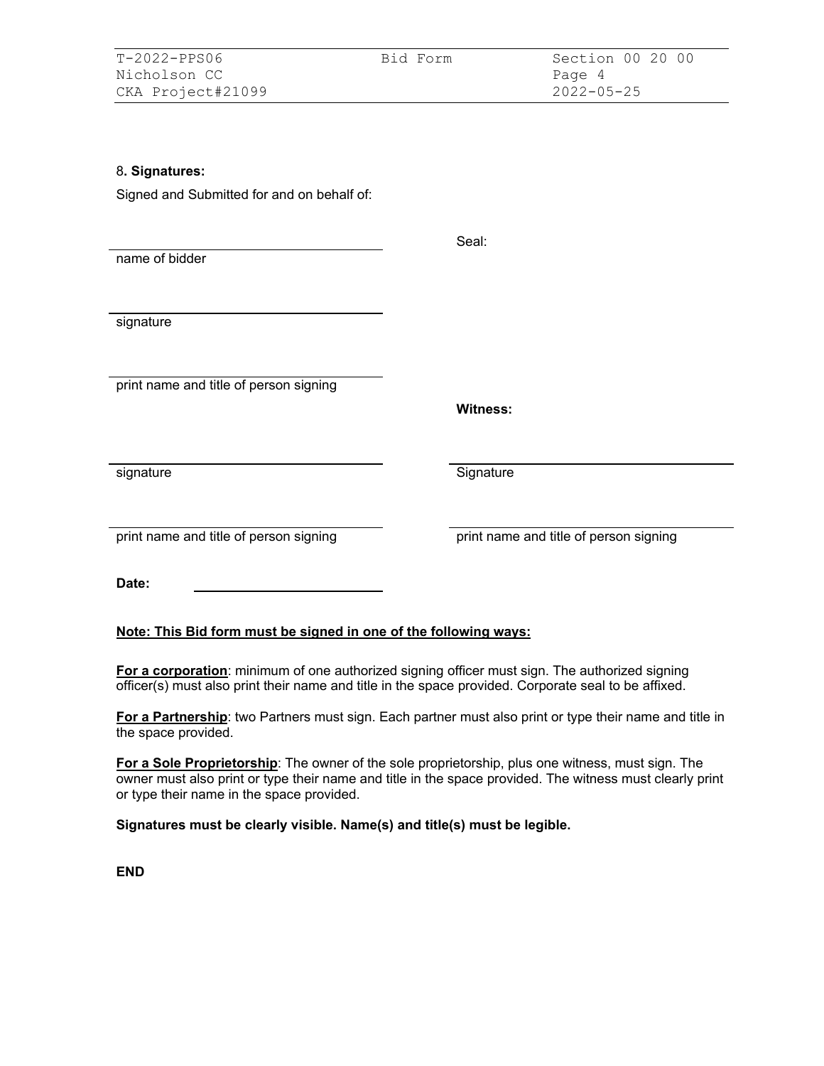8**. Signatures:**

Signed and Submitted for and on behalf of:

| | |
|---|---|
| ______________________________ name of bidder | Seal: |
| ______________________________ signature | |
| ______________________________ print name and title of person signing | **Witness:** |
| ______________________________ signature | ______________________________ Signature |
| ______________________________ print name and title of person signing | ______________________________ print name and title of person signing |

**Date:** ______________________

**Note: This Bid form must be signed in one of the following ways:**

**For a corporation**: minimum of one authorized signing officer must sign. The authorized signing officer(s) must also print their name and title in the space provided. Corporate seal to be affixed.

**For a Partnership**: two Partners must sign. Each partner must also print or type their name and title in the space provided.

**For a Sole Proprietorship**: The owner of the sole proprietorship, plus one witness, must sign. The owner must also print or type their name and title in the space provided. The witness must clearly print or type their name in the space provided.

**Signatures must be clearly visible. Name(s) and title(s) must be legible.**

**END**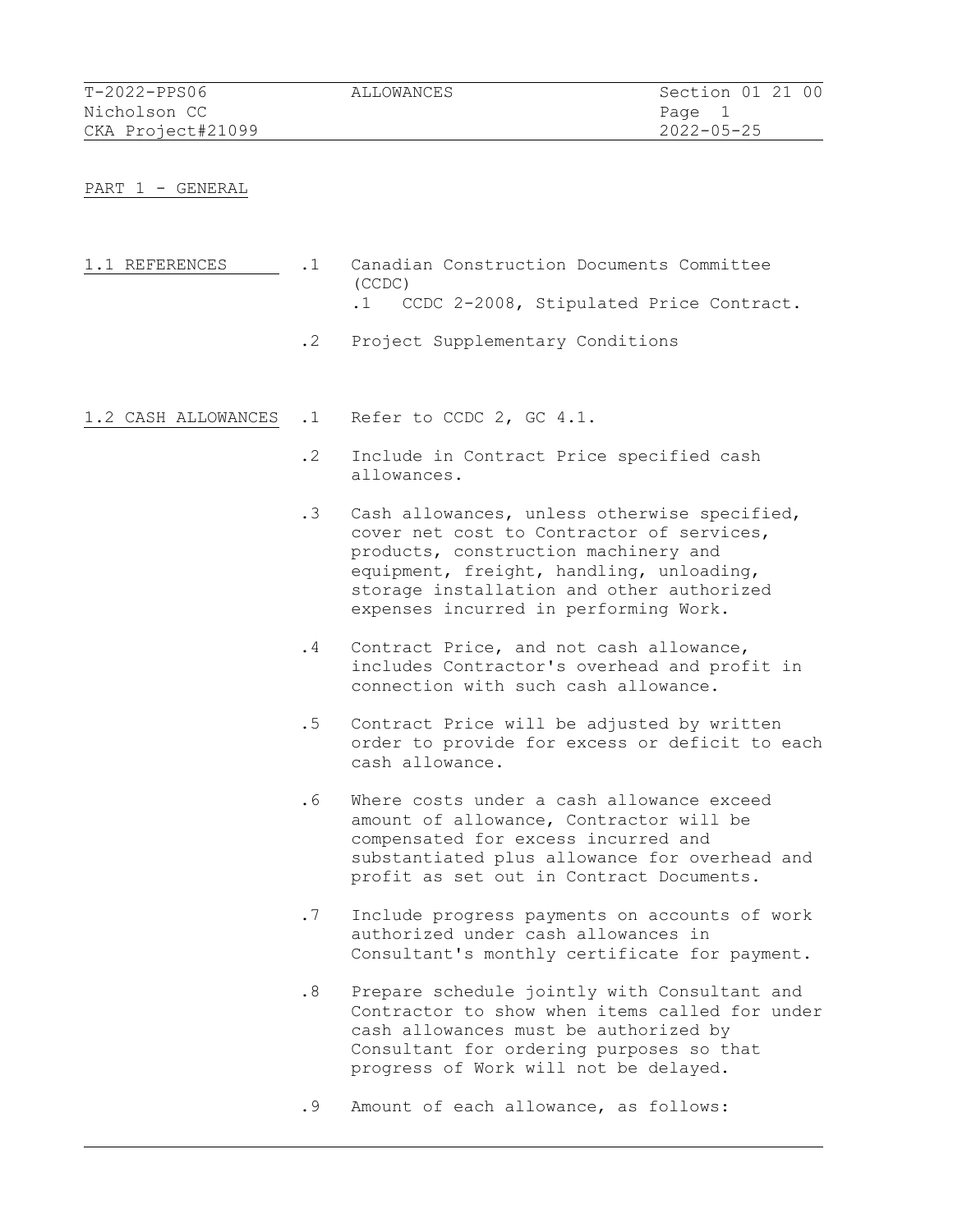## PART 1 - GENERAL

### 1.1 REFERENCES

.1 Canadian Construction Documents Committee (CCDC)

  .1 CCDC 2-2008, Stipulated Price Contract.

.2 Project Supplementary Conditions

### 1.2 CASH ALLOWANCES

.1 Refer to CCDC 2, GC 4.1.

.2 Include in Contract Price specified cash allowances.

.3 Cash allowances, unless otherwise specified, cover net cost to Contractor of services, products, construction machinery and equipment, freight, handling, unloading, storage installation and other authorized expenses incurred in performing Work.

.4 Contract Price, and not cash allowance, includes Contractor's overhead and profit in connection with such cash allowance.

.5 Contract Price will be adjusted by written order to provide for excess or deficit to each cash allowance.

.6 Where costs under a cash allowance exceed amount of allowance, Contractor will be compensated for excess incurred and substantiated plus allowance for overhead and profit as set out in Contract Documents.

.7 Include progress payments on accounts of work authorized under cash allowances in Consultant's monthly certificate for payment.

.8 Prepare schedule jointly with Consultant and Contractor to show when items called for under cash allowances must be authorized by Consultant for ordering purposes so that progress of Work will not be delayed.

.9 Amount of each allowance, as follows: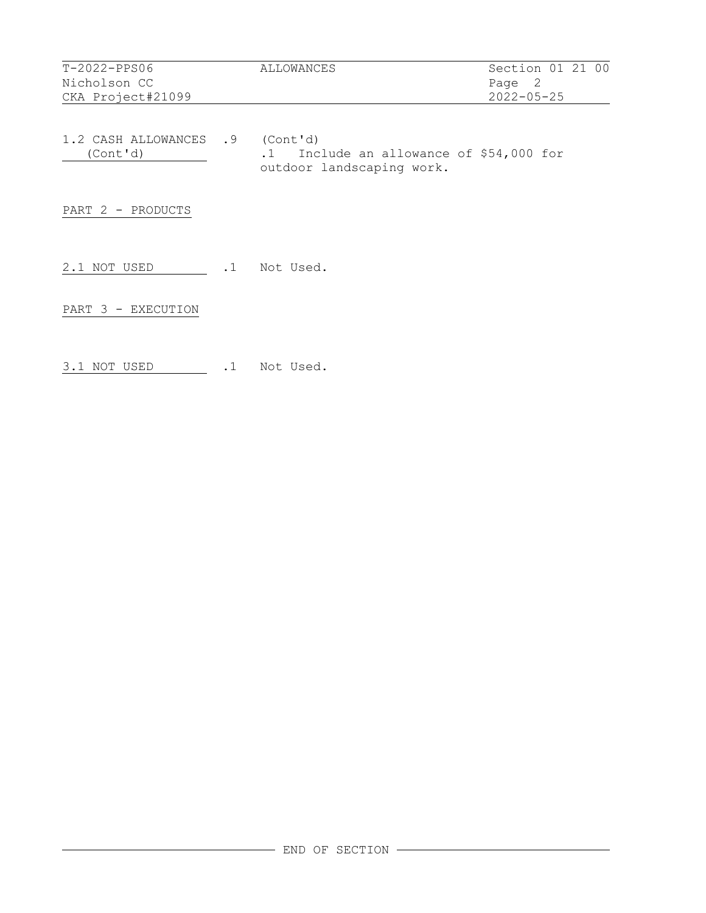1.2 CASH ALLOWANCES (Cont'd)

.9 (Cont'd)

.1 Include an allowance of $54,000 for outdoor landscaping work.

## PART 2 - PRODUCTS

2.1 NOT USED

.1 Not Used.

## PART 3 - EXECUTION

3.1 NOT USED

.1 Not Used.

END OF SECTION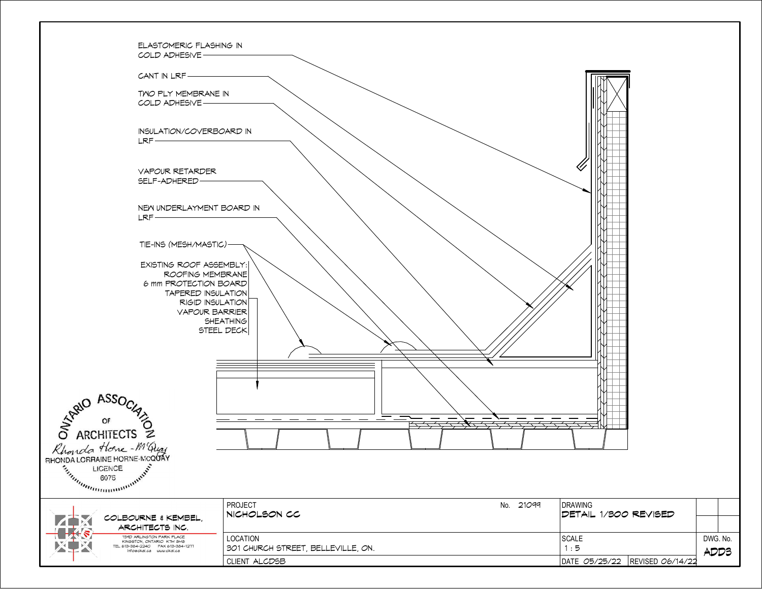ELASTOMERIC FLASHING IN COLD ADHESIVE

CANT IN LRF

TWO PLY MEMBRANE IN COLD ADHESIVE

INSULATION/COVERBOARD IN LRF

VAPOUR RETARDER SELF-ADHERED

NEW UNDERLAYMENT BOARD IN LRF

TIE-INS (MESH/MASTIC)

EXISTING ROOF ASSEMBLY:
ROOFING MEMBRANE
6 mm PROTECTION BOARD
TAPERED INSULATION
RIGID INSULATION
VAPOUR BARRIER
SHEATHING
STEEL DECK

ONTARIO ASSOCIATION OF ARCHITECTS
Rhonda Horne-McQuay
RHONDA LORRAINE HORNE-MCQUAY
LICENCE
6076

COLBOURNE & KEMBEL, ARCHITECTS INC.
1340 ARLINGTON PARK PLACE
KINGSTON, ONTARIO K7M 8M8
TEL 613-384-2240 FAX 613-384-1277
info@ckai.ca www.ckai.ca

| | | | |
|---|---|---|---|
| PROJECT NICHOLSON CC | No. 21099 | DRAWING DETAIL 1/300 REVISED | |
| LOCATION 301 CHURCH STREET, BELLEVILLE, ON. | | SCALE 1 : 5 | DWG. No. ADD3 |
| CLIENT ALCDSB | | DATE 05/25/22 | REVISED 06/14/22 |